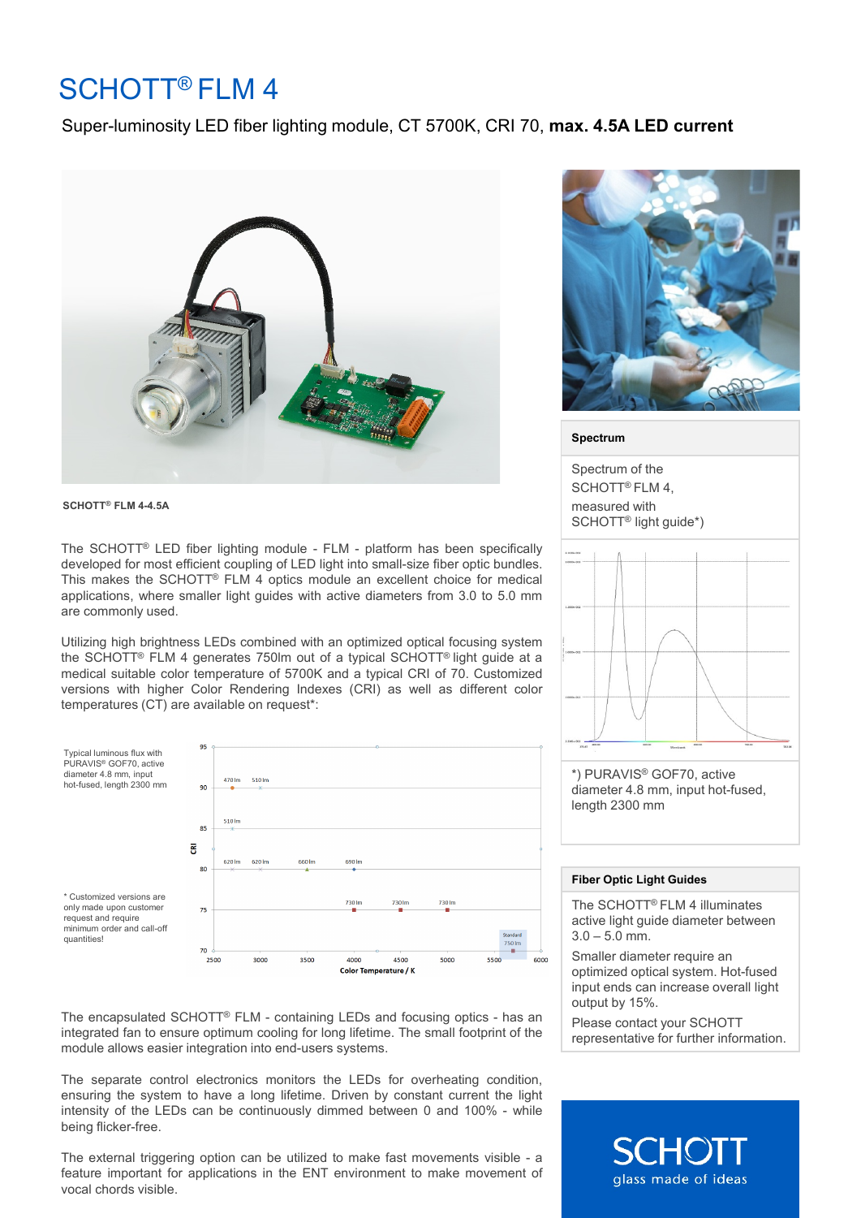# SCHOTT® FLM 4

Super-luminosity LED fiber lighting module, CT 5700K, CRI 70, **max. 4.5A LED current**

**SCHOTT® FLM 4-4.5A**

The SCHOTT® LED fiber lighting module - FLM - platform has been specifically developed for most efficient coupling of LED light into small-size fiber optic bundles. This makes the SCHOTT® FLM 4 optics module an excellent choice for medical applications, where smaller light guides with active diameters from 3.0 to 5.0 mm are commonly used.

Utilizing high brightness LEDs combined with an optimized optical focusing system the SCHOTT® FLM 4 generates 750lm out of a typical SCHOTT® light guide at a medical suitable color temperature of 5700K and a typical CRI of 70. Customized versions with higher Color Rendering Indexes (CRI) as well as different color temperatures (CT) are available on request*:

Typical luminous flux with PURAVIS® GOF70, active diameter 4.8 mm, input hot-fused, length 2300 mm

| CRI | 2500 | 3000 | 3500 | 4000 | 4500 | 5000 | 5500 | 6000 |
|---|---|---|---|---|---|---|---|---|
| 90 | 470 lm (2750 K) | 510 lm | | | | | | |
| 85 | 510 lm (2750 K) | | | | | | | |
| 80 | 620 lm (2750 K) | 620 lm | 660 lm | 690 lm | | | | |
| 75 | | | | 730 lm | 730 lm | 730 lm | | |
| 70 | | | | | | | Standard 750 lm (5700 K) | |

Color Temperature / K

\* Customized versions are only made upon customer request and require minimum order and call-off quantities!

The encapsulated SCHOTT® FLM - containing LEDs and focusing optics - has an integrated fan to ensure optimum cooling for long lifetime. The small footprint of the module allows easier integration into end-users systems.

The separate control electronics monitors the LEDs for overheating condition, ensuring the system to have a long lifetime. Driven by constant current the light intensity of the LEDs can be continuously dimmed between 0 and 100% - while being flicker-free.

The external triggering option can be utilized to make fast movements visible - a feature important for applications in the ENT environment to make movement of vocal chords visible.

## Spectrum

Spectrum of the SCHOTT® FLM 4, measured with SCHOTT® light guide*)

*) PURAVIS® GOF70, active diameter 4.8 mm, input hot-fused, length 2300 mm

## Fiber Optic Light Guides

The SCHOTT® FLM 4 illuminates active light guide diameter between 3.0 – 5.0 mm.

Smaller diameter require an optimized optical system. Hot-fused input ends can increase overall light output by 15%.

Please contact your SCHOTT representative for further information.

SCHOTT
glass made of ideas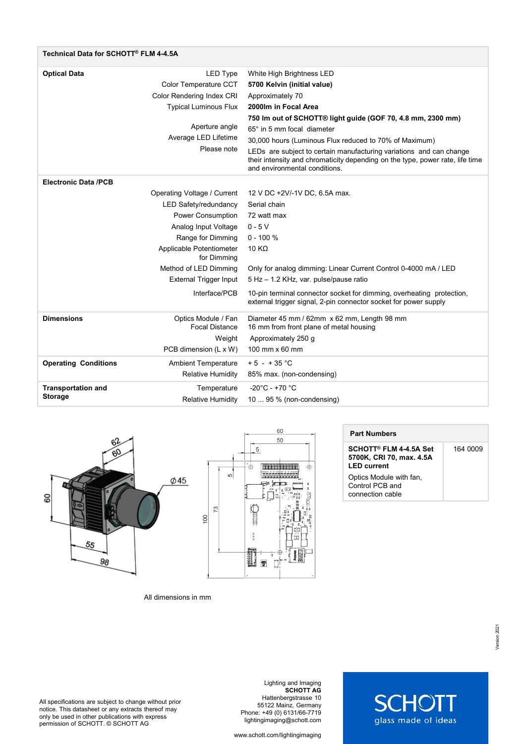| Technical Data for SCHOTT® FLM 4-4.5A | | |
|---|---|---|
| **Optical Data** | LED Type | White High Brightness LED |
| | Color Temperature CCT | **5700 Kelvin (initial value)** |
| | Color Rendering Index CRI | Approximately 70 |
| | Typical Luminous Flux | **2000lm in Focal Area** |
| | | **750 lm out of SCHOTT® light guide (GOF 70, 4.8 mm, 2300 mm)** |
| | Aperture angle | 65° in 5 mm focal diameter |
| | Average LED Lifetime | 30,000 hours (Luminous Flux reduced to 70% of Maximum) |
| | Please note | LEDs are subject to certain manufacturing variations and can change their intensity and chromaticity depending on the type, power rate, life time and environmental conditions. |
| **Electronic Data /PCB** | | |
| | Operating Voltage / Current | 12 V DC +2V/-1V DC, 6.5A max. |
| | LED Safety/redundancy | Serial chain |
| | Power Consumption | 72 watt max |
| | Analog Input Voltage | 0 - 5 V |
| | Range for Dimming | 0 - 100 % |
| | Applicable Potentiometer for Dimming | 10 KΩ |
| | Method of LED Dimming | Only for analog dimming: Linear Current Control 0-4000 mA / LED |
| | External Trigger Input | 5 Hz – 1.2 KHz, var. pulse/pause ratio |
| | Interface/PCB | 10-pin terminal connector socket for dimming, overheating protection, external trigger signal, 2-pin connector socket for power supply |
| **Dimensions** | Optics Module / Fan<br>Focal Distance | Diameter 45 mm / 62mm x 62 mm, Length 98 mm<br>16 mm from front plane of metal housing |
| | Weight | Approximately 250 g |
| | PCB dimension (L x W) | 100 mm x 60 mm |
| **Operating Conditions** | Ambient Temperature | + 5 - + 35 °C |
| | Relative Humidity | 85% max. (non-condensing) |
| **Transportation and Storage** | Temperature | -20°C - +70 °C |
| | Relative Humidity | 10 ... 95 % (non-condensing) |

62
60
Ø45
60
55
98

60
50
5
5
73
100

All dimensions in mm

| Part Numbers | |
|---|---|
| **SCHOTT® FLM 4-4.5A Set 5700K, CRI 70, max. 4.5A LED current**<br><br>Optics Module with fan, Control PCB and connection cable | 164 0009 |

Version 2021

All specifications are subject to change without prior notice. This datasheet or any extracts thereof may only be used in other publications with express permission of SCHOTT. © SCHOTT AG

Lighting and Imaging
**SCHOTT AG**
Hattenbergstrasse 10
55122 Mainz, Germany
Phone: +49 (0) 6131/66-7719
lightingimaging@schott.com

www.schott.com/lightingimaging

SCHOTT
glass made of ideas